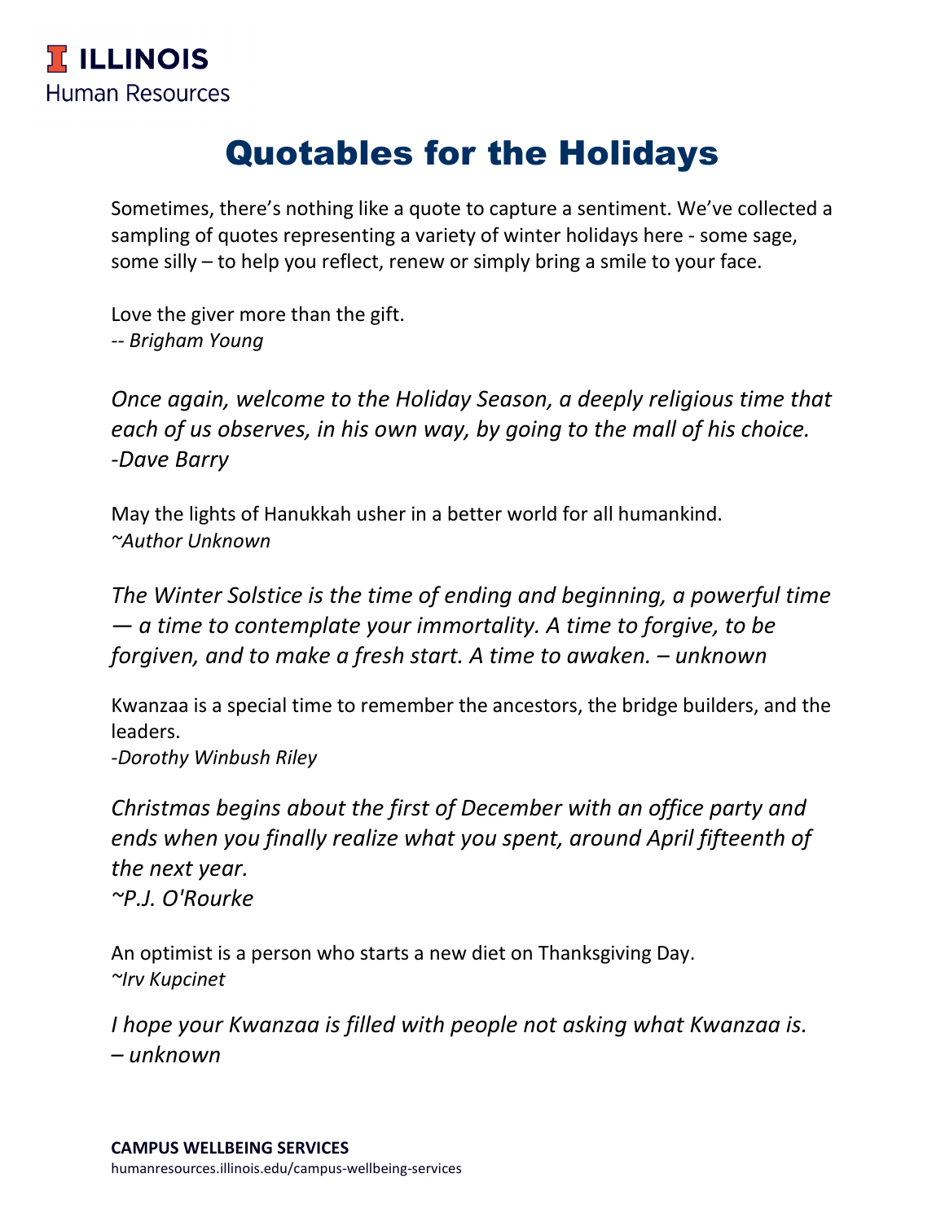**ILLINOIS**
Human Resources

# Quotables for the Holidays

Sometimes, there's nothing like a quote to capture a sentiment. We've collected a sampling of quotes representing a variety of winter holidays here - some sage, some silly – to help you reflect, renew or simply bring a smile to your face.

Love the giver more than the gift.
*-- Brigham Young*

*Once again, welcome to the Holiday Season, a deeply religious time that each of us observes, in his own way, by going to the mall of his choice.*
*-Dave Barry*

May the lights of Hanukkah usher in a better world for all humankind.
*~Author Unknown*

*The Winter Solstice is the time of ending and beginning, a powerful time — a time to contemplate your immortality. A time to forgive, to be forgiven, and to make a fresh start. A time to awaken. – unknown*

Kwanzaa is a special time to remember the ancestors, the bridge builders, and the leaders.
*-Dorothy Winbush Riley*

*Christmas begins about the first of December with an office party and ends when you finally realize what you spent, around April fifteenth of the next year.*
*~P.J. O'Rourke*

An optimist is a person who starts a new diet on Thanksgiving Day.
*~Irv Kupcinet*

*I hope your Kwanzaa is filled with people not asking what Kwanzaa is.*
*– unknown*

**CAMPUS WELLBEING SERVICES**
humanresources.illinois.edu/campus-wellbeing-services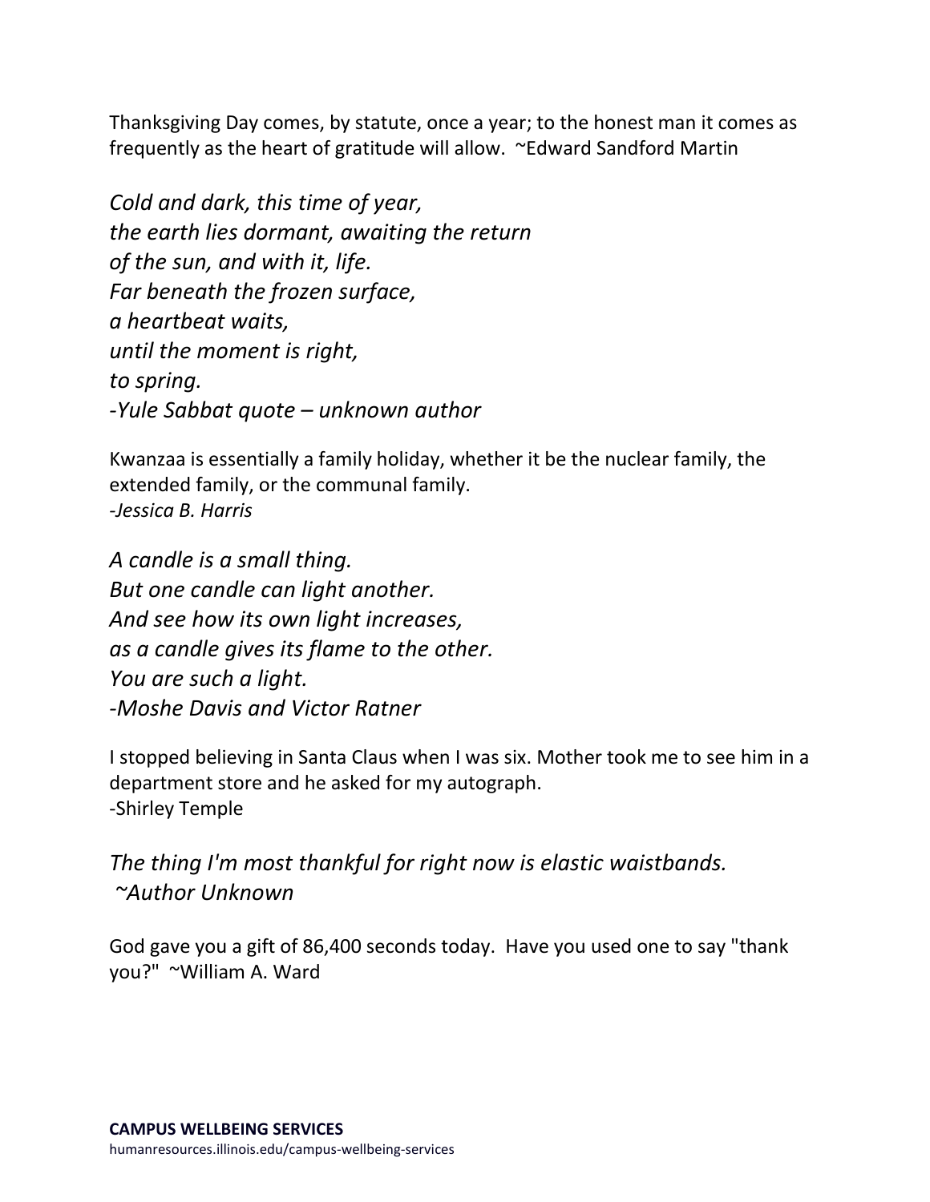Thanksgiving Day comes, by statute, once a year; to the honest man it comes as frequently as the heart of gratitude will allow. ~Edward Sandford Martin

*Cold and dark, this time of year,*
*the earth lies dormant, awaiting the return*
*of the sun, and with it, life.*
*Far beneath the frozen surface,*
*a heartbeat waits,*
*until the moment is right,*
*to spring.*
*-Yule Sabbat quote – unknown author*

Kwanzaa is essentially a family holiday, whether it be the nuclear family, the extended family, or the communal family.
*-Jessica B. Harris*

*A candle is a small thing.*
*But one candle can light another.*
*And see how its own light increases,*
*as a candle gives its flame to the other.*
*You are such a light.*
*-Moshe Davis and Victor Ratner*

I stopped believing in Santa Claus when I was six. Mother took me to see him in a department store and he asked for my autograph.
-Shirley Temple

*The thing I'm most thankful for right now is elastic waistbands.*
*~Author Unknown*

God gave you a gift of 86,400 seconds today. Have you used one to say "thank you?" ~William A. Ward

**CAMPUS WELLBEING SERVICES**
humanresources.illinois.edu/campus-wellbeing-services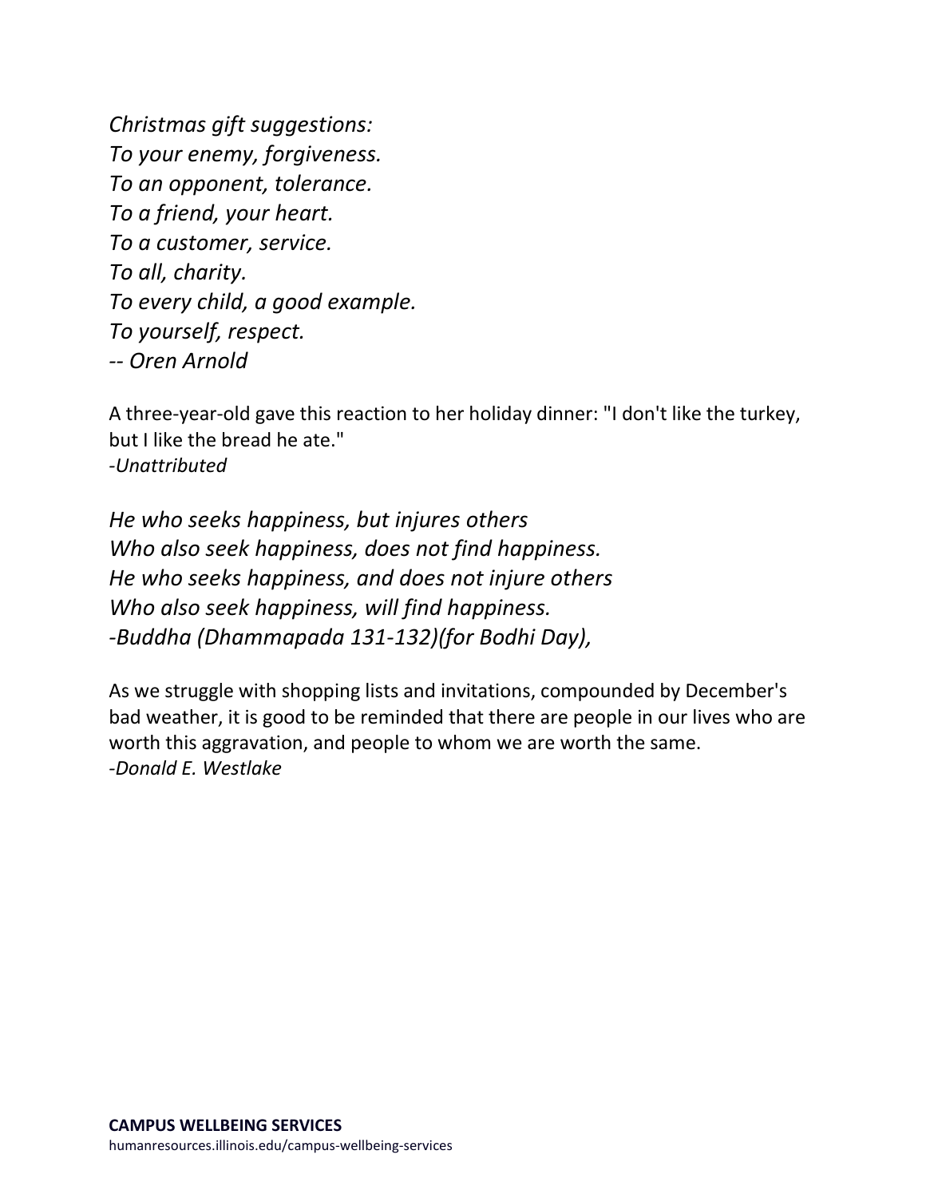*Christmas gift suggestions:*
*To your enemy, forgiveness.*
*To an opponent, tolerance.*
*To a friend, your heart.*
*To a customer, service.*
*To all, charity.*
*To every child, a good example.*
*To yourself, respect.*
*-- Oren Arnold*

A three-year-old gave this reaction to her holiday dinner: "I don't like the turkey, but I like the bread he ate."
*-Unattributed*

*He who seeks happiness, but injures others*
*Who also seek happiness, does not find happiness.*
*He who seeks happiness, and does not injure others*
*Who also seek happiness, will find happiness.*
*-Buddha (Dhammapada 131-132)(for Bodhi Day),*

As we struggle with shopping lists and invitations, compounded by December's bad weather, it is good to be reminded that there are people in our lives who are worth this aggravation, and people to whom we are worth the same.
*-Donald E. Westlake*

**CAMPUS WELLBEING SERVICES**
humanresources.illinois.edu/campus-wellbeing-services